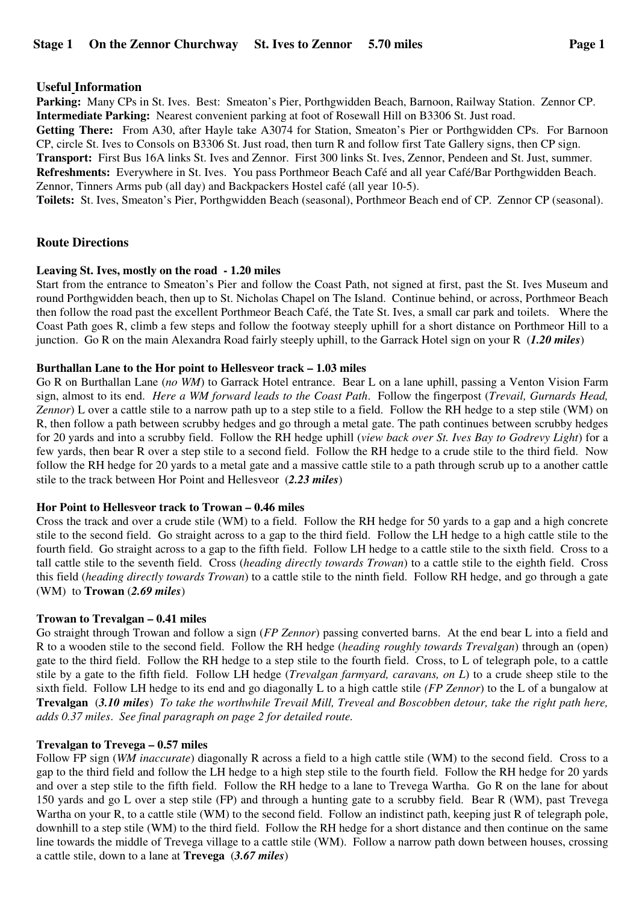## Stage 1 On the Zennor Churchway St. Ives to Zennor 5.70 miles

### Useful Information

**Parking:** Many CPs in St. Ives. Best: Smeaton's Pier, Porthgwidden Beach, Barnoon, Railway Station. Zennor CP.
**Intermediate Parking:** Nearest convenient parking at foot of Rosewall Hill on B3306 St. Just road.
**Getting There:** From A30, after Hayle take A3074 for Station, Smeaton's Pier or Porthgwidden CPs. For Barnoon CP, circle St. Ives to Consols on B3306 St. Just road, then turn R and follow first Tate Gallery signs, then CP sign.
**Transport:** First Bus 16A links St. Ives and Zennor. First 300 links St. Ives, Zennor, Pendeen and St. Just, summer.
**Refreshments:** Everywhere in St. Ives. You pass Porthmeor Beach Café and all year Café/Bar Porthgwidden Beach. Zennor, Tinners Arms pub (all day) and Backpackers Hostel café (all year 10-5).
**Toilets:** St. Ives, Smeaton's Pier, Porthgwidden Beach (seasonal), Porthmeor Beach end of CP. Zennor CP (seasonal).

### Route Directions

**Leaving St. Ives, mostly on the road - 1.20 miles**

Start from the entrance to Smeaton's Pier and follow the Coast Path, not signed at first, past the St. Ives Museum and round Porthgwidden beach, then up to St. Nicholas Chapel on The Island. Continue behind, or across, Porthmeor Beach then follow the road past the excellent Porthmeor Beach Café, the Tate St. Ives, a small car park and toilets. Where the Coast Path goes R, climb a few steps and follow the footway steeply uphill for a short distance on Porthmeor Hill to a junction. Go R on the main Alexandra Road fairly steeply uphill, to the Garrack Hotel sign on your R (***1.20 miles***)

**Burthallan Lane to the Hor point to Hellesveor track – 1.03 miles**

Go R on Burthallan Lane (*no WM*) to Garrack Hotel entrance. Bear L on a lane uphill, passing a Venton Vision Farm sign, almost to its end. *Here a WM forward leads to the Coast Path*. Follow the fingerpost (*Trevail, Gurnards Head, Zennor*) L over a cattle stile to a narrow path up to a step stile to a field. Follow the RH hedge to a step stile (WM) on R, then follow a path between scrubby hedges and go through a metal gate. The path continues between scrubby hedges for 20 yards and into a scrubby field. Follow the RH hedge uphill (*view back over St. Ives Bay to Godrevy Light*) for a few yards, then bear R over a step stile to a second field. Follow the RH hedge to a crude stile to the third field. Now follow the RH hedge for 20 yards to a metal gate and a massive cattle stile to a path through scrub up to a another cattle stile to the track between Hor Point and Hellesveor (***2.23 miles***)

**Hor Point to Hellesveor track to Trowan – 0.46 miles**

Cross the track and over a crude stile (WM) to a field. Follow the RH hedge for 50 yards to a gap and a high concrete stile to the second field. Go straight across to a gap to the third field. Follow the LH hedge to a high cattle stile to the fourth field. Go straight across to a gap to the fifth field. Follow LH hedge to a cattle stile to the sixth field. Cross to a tall cattle stile to the seventh field. Cross (*heading directly towards Trowan*) to a cattle stile to the eighth field. Cross this field (*heading directly towards Trowan*) to a cattle stile to the ninth field. Follow RH hedge, and go through a gate (WM) to **Trowan** (***2.69 miles***)

**Trowan to Trevalgan – 0.41 miles**

Go straight through Trowan and follow a sign (*FP Zennor*) passing converted barns. At the end bear L into a field and R to a wooden stile to the second field. Follow the RH hedge (*heading roughly towards Trevalgan*) through an (open) gate to the third field. Follow the RH hedge to a step stile to the fourth field. Cross, to L of telegraph pole, to a cattle stile by a gate to the fifth field. Follow LH hedge (*Trevalgan farmyard, caravans, on L*) to a crude sheep stile to the sixth field. Follow LH hedge to its end and go diagonally L to a high cattle stile *(FP Zennor*) to the L of a bungalow at **Trevalgan** (***3.10 miles***) *To take the worthwhile Trevail Mill, Treveal and Boscobben detour, take the right path here, adds 0.37 miles. See final paragraph on page 2 for detailed route.*

**Trevalgan to Trevega – 0.57 miles**

Follow FP sign (*WM inaccurate*) diagonally R across a field to a high cattle stile (WM) to the second field. Cross to a gap to the third field and follow the LH hedge to a high step stile to the fourth field. Follow the RH hedge for 20 yards and over a step stile to the fifth field. Follow the RH hedge to a lane to Trevega Wartha. Go R on the lane for about 150 yards and go L over a step stile (FP) and through a hunting gate to a scrubby field. Bear R (WM), past Trevega Wartha on your R, to a cattle stile (WM) to the second field. Follow an indistinct path, keeping just R of telegraph pole, downhill to a step stile (WM) to the third field. Follow the RH hedge for a short distance and then continue on the same line towards the middle of Trevega village to a cattle stile (WM). Follow a narrow path down between houses, crossing a cattle stile, down to a lane at **Trevega** (***3.67 miles***)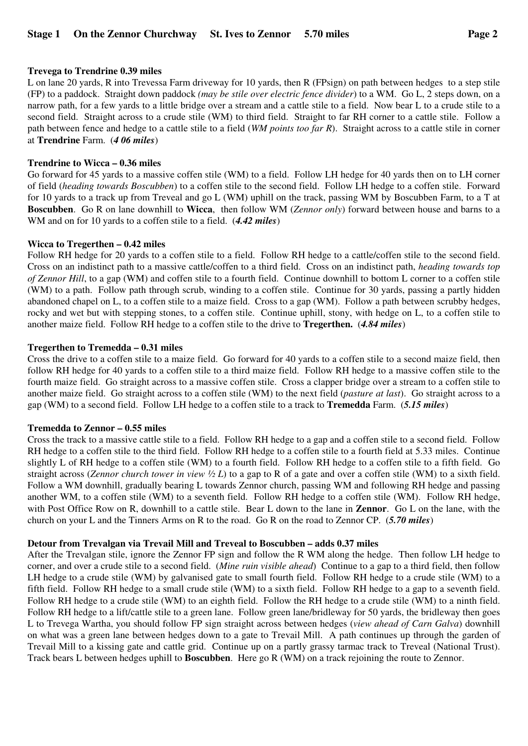### Trevega to Trendrine 0.39 miles

L on lane 20 yards, R into Trevessa Farm driveway for 10 yards, then R (FPsign) on path between hedges to a step stile (FP) to a paddock. Straight down paddock *(may be stile over electric fence divider)* to a WM. Go L, 2 steps down, on a narrow path, for a few yards to a little bridge over a stream and a cattle stile to a field. Now bear L to a crude stile to a second field. Straight across to a crude stile (WM) to third field. Straight to far RH corner to a cattle stile. Follow a path between fence and hedge to a cattle stile to a field (*WM points too far R*). Straight across to a cattle stile in corner at **Trendrine** Farm. (***4 06 miles***)

### Trendrine to Wicca – 0.36 miles

Go forward for 45 yards to a massive coffen stile (WM) to a field. Follow LH hedge for 40 yards then on to LH corner of field (*heading towards Boscubben*) to a coffen stile to the second field. Follow LH hedge to a coffen stile. Forward for 10 yards to a track up from Treveal and go L (WM) uphill on the track, passing WM by Boscubben Farm, to a T at **Boscubben**. Go R on lane downhill to **Wicca**, then follow WM (*Zennor only*) forward between house and barns to a WM and on for 10 yards to a coffen stile to a field. (***4.42 miles***)

### Wicca to Tregerthen – 0.42 miles

Follow RH hedge for 20 yards to a coffen stile to a field. Follow RH hedge to a cattle/coffen stile to the second field. Cross on an indistinct path to a massive cattle/coffen to a third field. Cross on an indistinct path, *heading towards top of Zennor Hill*, to a gap (WM) and coffen stile to a fourth field. Continue downhill to bottom L corner to a coffen stile (WM) to a path. Follow path through scrub, winding to a coffen stile. Continue for 30 yards, passing a partly hidden abandoned chapel on L, to a coffen stile to a maize field. Cross to a gap (WM). Follow a path between scrubby hedges, rocky and wet but with stepping stones, to a coffen stile. Continue uphill, stony, with hedge on L, to a coffen stile to another maize field. Follow RH hedge to a coffen stile to the drive to **Tregerthen.** (***4.84 miles***)

### Tregerthen to Tremedda – 0.31 miles

Cross the drive to a coffen stile to a maize field. Go forward for 40 yards to a coffen stile to a second maize field, then follow RH hedge for 40 yards to a coffen stile to a third maize field. Follow RH hedge to a massive coffen stile to the fourth maize field. Go straight across to a massive coffen stile. Cross a clapper bridge over a stream to a coffen stile to another maize field. Go straight across to a coffen stile (WM) to the next field (*pasture at last*). Go straight across to a gap (WM) to a second field. Follow LH hedge to a coffen stile to a track to **Tremedda** Farm. (***5.15 miles***)

### Tremedda to Zennor – 0.55 miles

Cross the track to a massive cattle stile to a field. Follow RH hedge to a gap and a coffen stile to a second field. Follow RH hedge to a coffen stile to the third field. Follow RH hedge to a coffen stile to a fourth field at 5.33 miles. Continue slightly L of RH hedge to a coffen stile (WM) to a fourth field. Follow RH hedge to a coffen stile to a fifth field. Go straight across (*Zennor church tower in view ½ L*) to a gap to R of a gate and over a coffen stile (WM) to a sixth field. Follow a WM downhill, gradually bearing L towards Zennor church, passing WM and following RH hedge and passing another WM, to a coffen stile (WM) to a seventh field. Follow RH hedge to a coffen stile (WM). Follow RH hedge, with Post Office Row on R, downhill to a cattle stile. Bear L down to the lane in **Zennor**. Go L on the lane, with the church on your L and the Tinners Arms on R to the road. Go R on the road to Zennor CP. (***5.70 miles***)

### Detour from Trevalgan via Trevail Mill and Treveal to Boscubben – adds 0.37 miles

After the Trevalgan stile, ignore the Zennor FP sign and follow the R WM along the hedge. Then follow LH hedge to corner, and over a crude stile to a second field. (*Mine ruin visible ahead*) Continue to a gap to a third field, then follow LH hedge to a crude stile (WM) by galvanised gate to small fourth field. Follow RH hedge to a crude stile (WM) to a fifth field. Follow RH hedge to a small crude stile (WM) to a sixth field. Follow RH hedge to a gap to a seventh field. Follow RH hedge to a crude stile (WM) to an eighth field. Follow the RH hedge to a crude stile (WM) to a ninth field. Follow RH hedge to a lift/cattle stile to a green lane. Follow green lane/bridleway for 50 yards, the bridleway then goes L to Trevega Wartha, you should follow FP sign straight across between hedges (*view ahead of Carn Galva*) downhill on what was a green lane between hedges down to a gate to Trevail Mill. A path continues up through the garden of Trevail Mill to a kissing gate and cattle grid. Continue up on a partly grassy tarmac track to Treveal (National Trust). Track bears L between hedges uphill to **Boscubben**. Here go R (WM) on a track rejoining the route to Zennor.